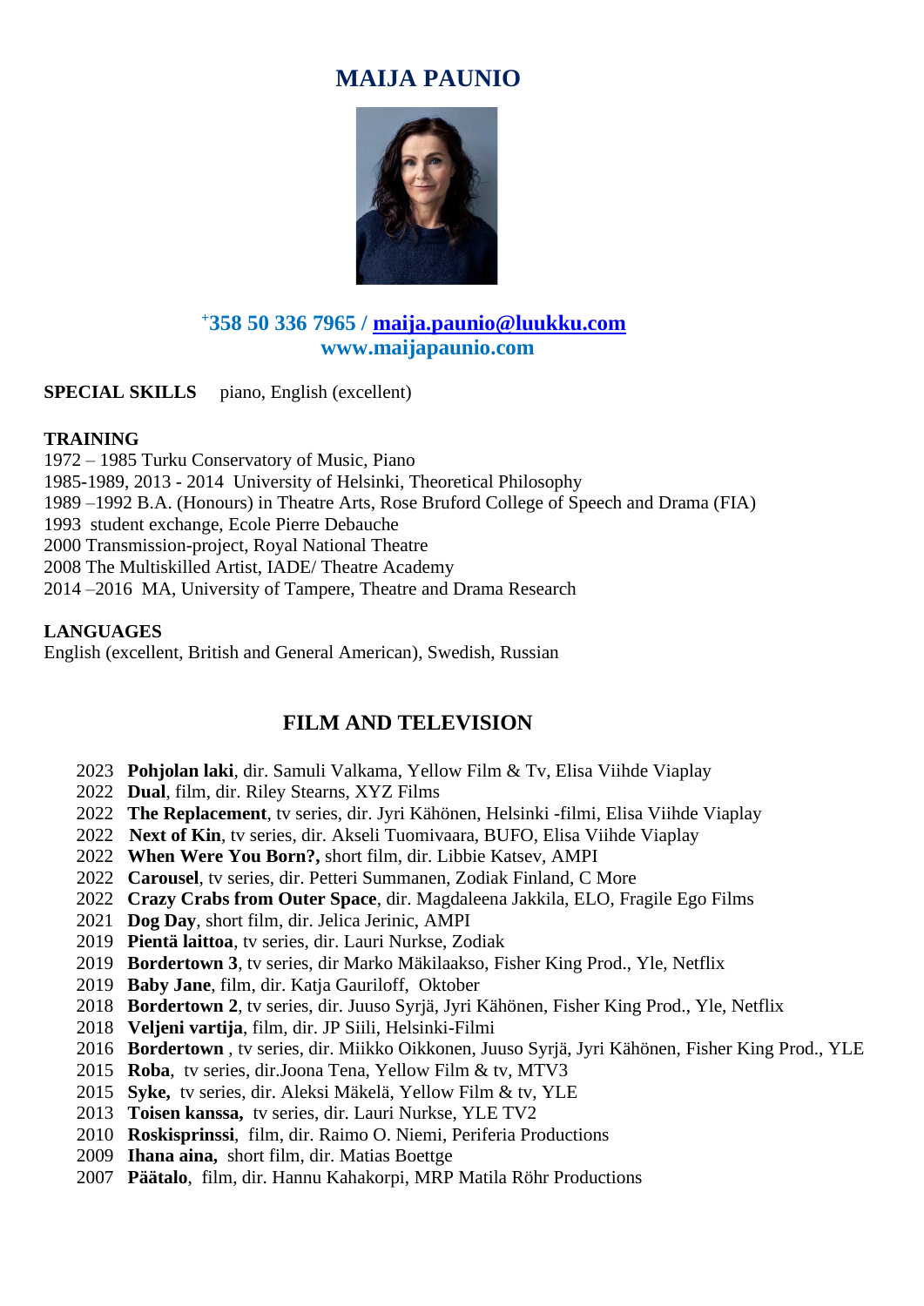# MAIJA PAUNIO

**+358 50 336 7965 / maija.paunio@luukku.com**
**www.maijapaunio.com**

**SPECIAL SKILLS** piano, English (excellent)

**TRAINING**
1972 – 1985 Turku Conservatory of Music, Piano
1985-1989, 2013 - 2014 University of Helsinki, Theoretical Philosophy
1989 –1992 B.A. (Honours) in Theatre Arts, Rose Bruford College of Speech and Drama (FIA)
1993 student exchange, Ecole Pierre Debauche
2000 Transmission-project, Royal National Theatre
2008 The Multiskilled Artist, IADE/ Theatre Academy
2014 –2016 MA, University of Tampere, Theatre and Drama Research

**LANGUAGES**
English (excellent, British and General American), Swedish, Russian

## FILM AND TELEVISION

2023 **Pohjolan laki**, dir. Samuli Valkama, Yellow Film & Tv, Elisa Viihde Viaplay
2022 **Dual**, film, dir. Riley Stearns, XYZ Films
2022 **The Replacement**, tv series, dir. Jyri Kähönen, Helsinki -filmi, Elisa Viihde Viaplay
2022 **Next of Kin**, tv series, dir. Akseli Tuomivaara, BUFO, Elisa Viihde Viaplay
2022 **When Were You Born?,** short film, dir. Libbie Katsev, AMPI
2022 **Carousel**, tv series, dir. Petteri Summanen, Zodiak Finland, C More
2022 **Crazy Crabs from Outer Space**, dir. Magdaleena Jakkila, ELO, Fragile Ego Films
2021 **Dog Day**, short film, dir. Jelica Jerinic, AMPI
2019 **Pientä laittoa**, tv series, dir. Lauri Nurkse, Zodiak
2019 **Bordertown 3**, tv series, dir Marko Mäkilaakso, Fisher King Prod., Yle, Netflix
2019 **Baby Jane**, film, dir. Katja Gauriloff, Oktober
2018 **Bordertown 2**, tv series, dir. Juuso Syrjä, Jyri Kähönen, Fisher King Prod., Yle, Netflix
2018 **Veljeni vartija**, film, dir. JP Siili, Helsinki-Filmi
2016 **Bordertown** , tv series, dir. Miikko Oikkonen, Juuso Syrjä, Jyri Kähönen, Fisher King Prod., YLE
2015 **Roba**, tv series, dir.Joona Tena, Yellow Film & tv, MTV3
2015 **Syke,** tv series, dir. Aleksi Mäkelä, Yellow Film & tv, YLE
2013 **Toisen kanssa,** tv series, dir. Lauri Nurkse, YLE TV2
2010 **Roskisprinssi**, film, dir. Raimo O. Niemi, Periferia Productions
2009 **Ihana aina,** short film, dir. Matias Boettge
2007 **Päätalo**, film, dir. Hannu Kahakorpi, MRP Matila Röhr Productions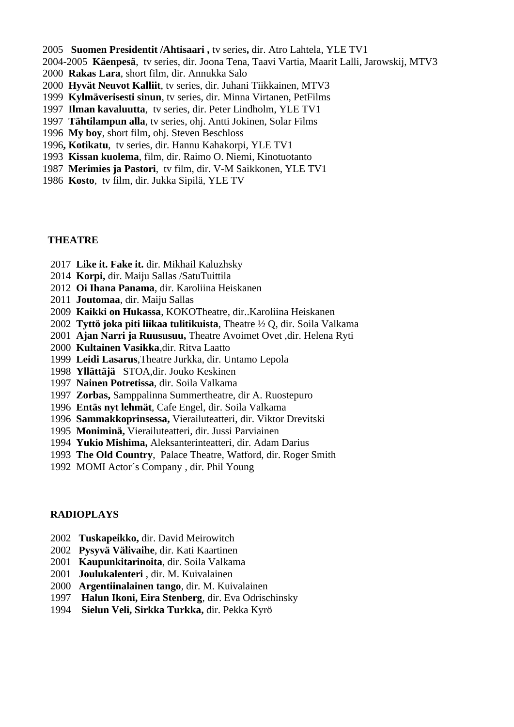2005 **Suomen Presidentit /Ahtisaari ,** tv series**,** dir. Atro Lahtela, YLE TV1
2004-2005 **Käenpesä**, tv series, dir. Joona Tena, Taavi Vartia, Maarit Lalli, Jarowskij, MTV3
2000 **Rakas Lara**, short film, dir. Annukka Salo
2000 **Hyvät Neuvot Kalliit**, tv series, dir. Juhani Tiikkainen, MTV3
1999 **Kylmäverisesti sinun**, tv series, dir. Minna Virtanen, PetFilms
1997 **Ilman kavaluutta**, tv series, dir. Peter Lindholm, YLE TV1
1997 **Tähtilampun alla**, tv series, ohj. Antti Jokinen, Solar Films
1996 **My boy**, short film, ohj. Steven Beschloss
1996**, Kotikatu**, tv series, dir. Hannu Kahakorpi, YLE TV1
1993 **Kissan kuolema**, film, dir. Raimo O. Niemi, Kinotuotanto
1987 **Merimies ja Pastori**, tv film, dir. V-M Saikkonen, YLE TV1
1986 **Kosto**, tv film, dir. Jukka Sipilä, YLE TV

**THEATRE**

2017 **Like it. Fake it.** dir. Mikhail Kaluzhsky
2014 **Korpi,** dir. Maiju Sallas /SatuTuittila
2012 **Oi Ihana Panama**, dir. Karoliina Heiskanen
2011 **Joutomaa**, dir. Maiju Sallas
2009 **Kaikki on Hukassa**, KOKOTheatre, dir..Karoliina Heiskanen
2002 **Tyttö joka piti liikaa tulitikuista**, Theatre ½ Q, dir. Soila Valkama
2001 **Ajan Narri ja Ruususuu,** Theatre Avoimet Ovet ,dir. Helena Ryti
2000 **Kultainen Vasikka**,dir. Ritva Laatto
1999 **Leidi Lasarus**,Theatre Jurkka, dir. Untamo Lepola
1998 **Yllättäjä** STOA,dir. Jouko Keskinen
1997 **Nainen Potretissa**, dir. Soila Valkama
1997 **Zorbas,** Samppalinna Summertheatre, dir A. Ruostepuro
1996 **Entäs nyt lehmät**, Cafe Engel, dir. Soila Valkama
1996 **Sammakkoprinsessa,** Vierailuteatteri, dir. Viktor Drevitski
1995 **Moniminä,** Vierailuteatteri, dir. Jussi Parviainen
1994 **Yukio Mishima,** Aleksanterinteatteri, dir. Adam Darius
1993 **The Old Country**, Palace Theatre, Watford, dir. Roger Smith
1992 MOMI Actor´s Company , dir. Phil Young

**RADIOPLAYS**

2002 **Tuskapeikko,** dir. David Meirowitch
2002 **Pysyvä Välivaihe**, dir. Kati Kaartinen
2001 **Kaupunkitarinoita**, dir. Soila Valkama
2001 **Joulukalenteri** , dir. M. Kuivalainen
2000 **Argentiinalainen tango**, dir. M. Kuivalainen
1997 **Halun Ikoni, Eira Stenberg**, dir. Eva Odrischinsky
1994 **Sielun Veli, Sirkka Turkka,** dir. Pekka Kyrö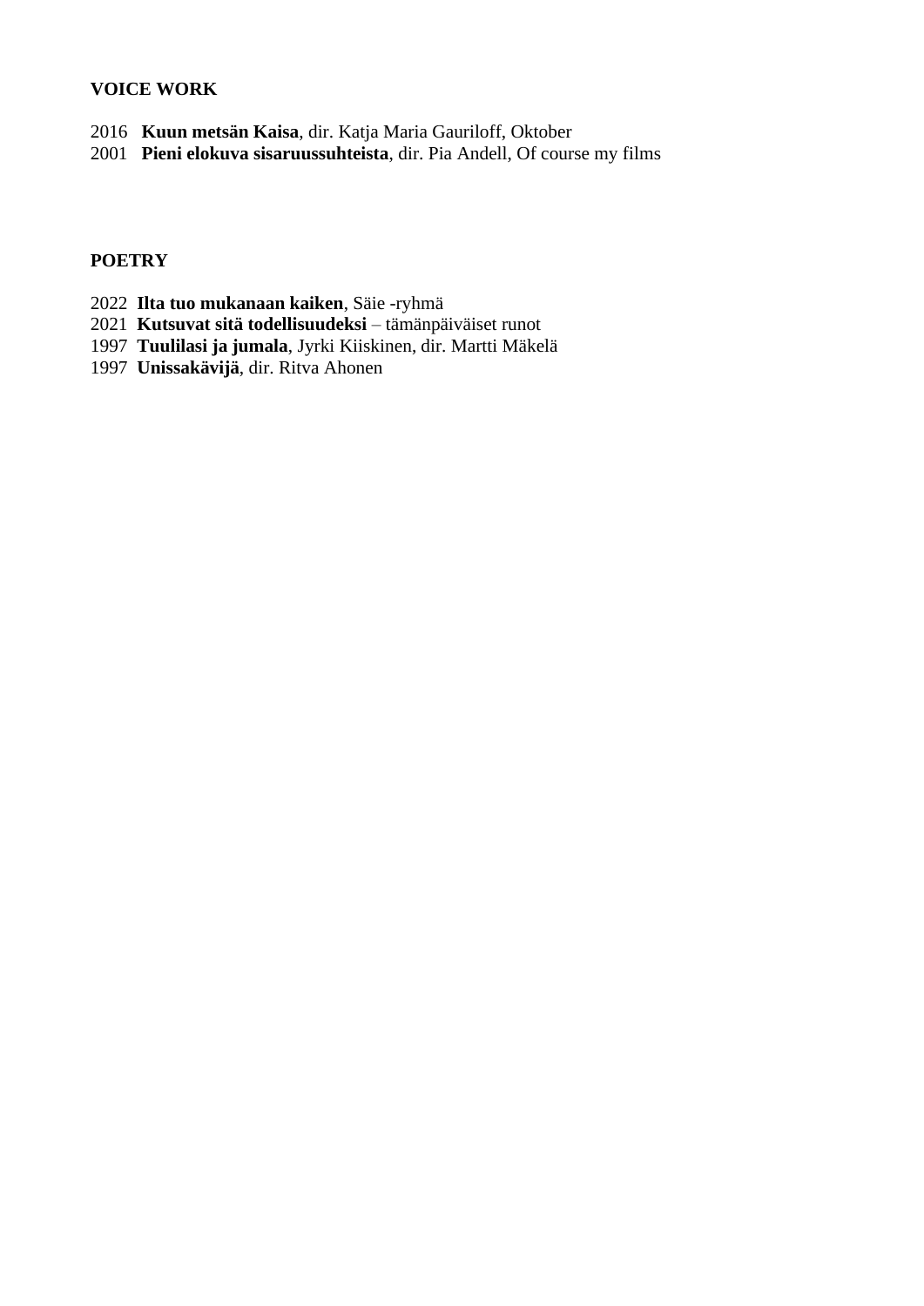**VOICE WORK**

2016 **Kuun metsän Kaisa**, dir. Katja Maria Gauriloff, Oktober
2001 **Pieni elokuva sisaruussuhteista**, dir. Pia Andell, Of course my films

**POETRY**

2022 **Ilta tuo mukanaan kaiken**, Säie -ryhmä
2021 **Kutsuvat sitä todellisuudeksi** – tämänpäiväiset runot
1997 **Tuulilasi ja jumala**, Jyrki Kiiskinen, dir. Martti Mäkelä
1997 **Unissakävijä**, dir. Ritva Ahonen